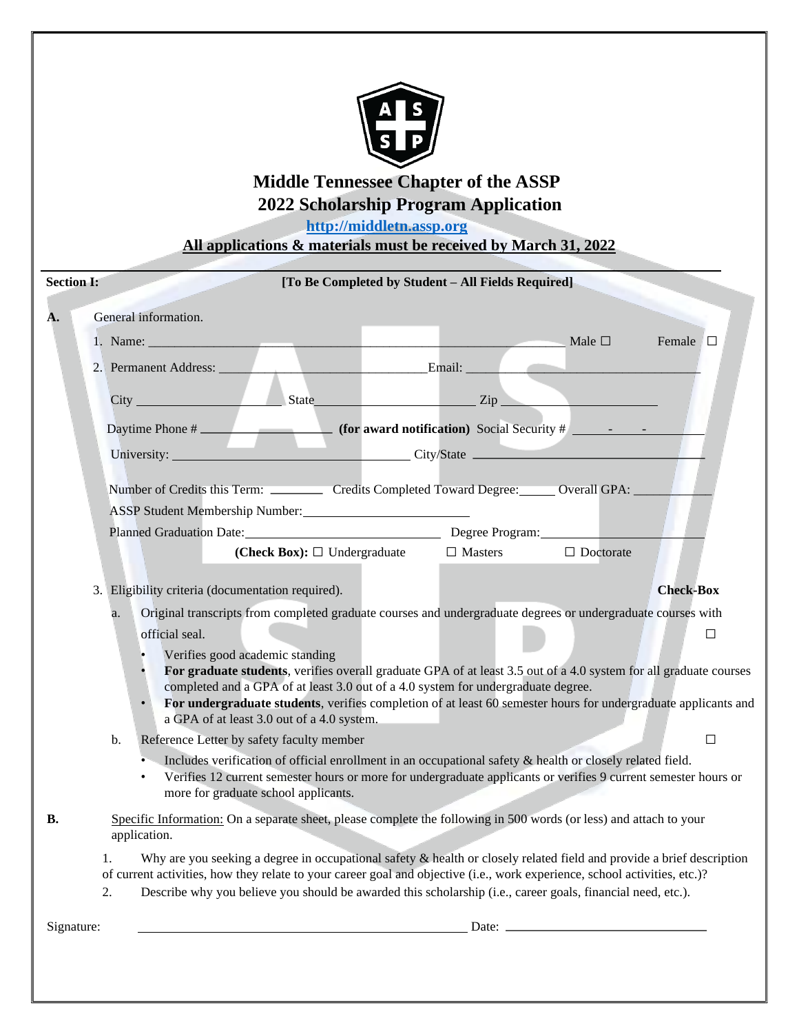# Middle Tennessee Chapter of the ASSP
# 2022 Scholarship Program Application

**http://middletn.assp.org**

**All applications & materials must be received by March 31, 2022**

---

**Section I:** **[To Be Completed by Student – All Fields Required]**

**A.** General information.

1. Name: ______________________________ Male ☐ Female ☐

2. Permanent Address: ______________________________ Email: ______________________________

   City ____________ State ____________ Zip ____________

   Daytime Phone # ____________ **(for award notification)** Social Security # ___ - ___ - ___

   University: ______________________________ City/State ______________________________

   Number of Credits this Term: ________ Credits Completed Toward Degree: _____ Overall GPA: ________

   ASSP Student Membership Number: ______________________________

   Planned Graduation Date: ______________________________ Degree Program: ______________________________

   **(Check Box):** ☐ Undergraduate ☐ Masters ☐ Doctorate

3. Eligibility criteria (documentation required). **Check-Box**

   a. Original transcripts from completed graduate courses and undergraduate degrees or undergraduate courses with official seal. ☐
      - Verifies good academic standing
      - **For graduate students**, verifies overall graduate GPA of at least 3.5 out of a 4.0 system for all graduate courses completed and a GPA of at least 3.0 out of a 4.0 system for undergraduate degree.
      - **For undergraduate students**, verifies completion of at least 60 semester hours for undergraduate applicants and a GPA of at least 3.0 out of a 4.0 system.

   b. Reference Letter by safety faculty member ☐
      - Includes verification of official enrollment in an occupational safety & health or closely related field.
      - Verifies 12 current semester hours or more for undergraduate applicants or verifies 9 current semester hours or more for graduate school applicants.

**B.** Specific Information: On a separate sheet, please complete the following in 500 words (or less) and attach to your application.

1. Why are you seeking a degree in occupational safety & health or closely related field and provide a brief description of current activities, how they relate to your career goal and objective (i.e., work experience, school activities, etc.)?
2. Describe why you believe you should be awarded this scholarship (i.e., career goals, financial need, etc.).

Signature: ______________________________ Date: ______________________________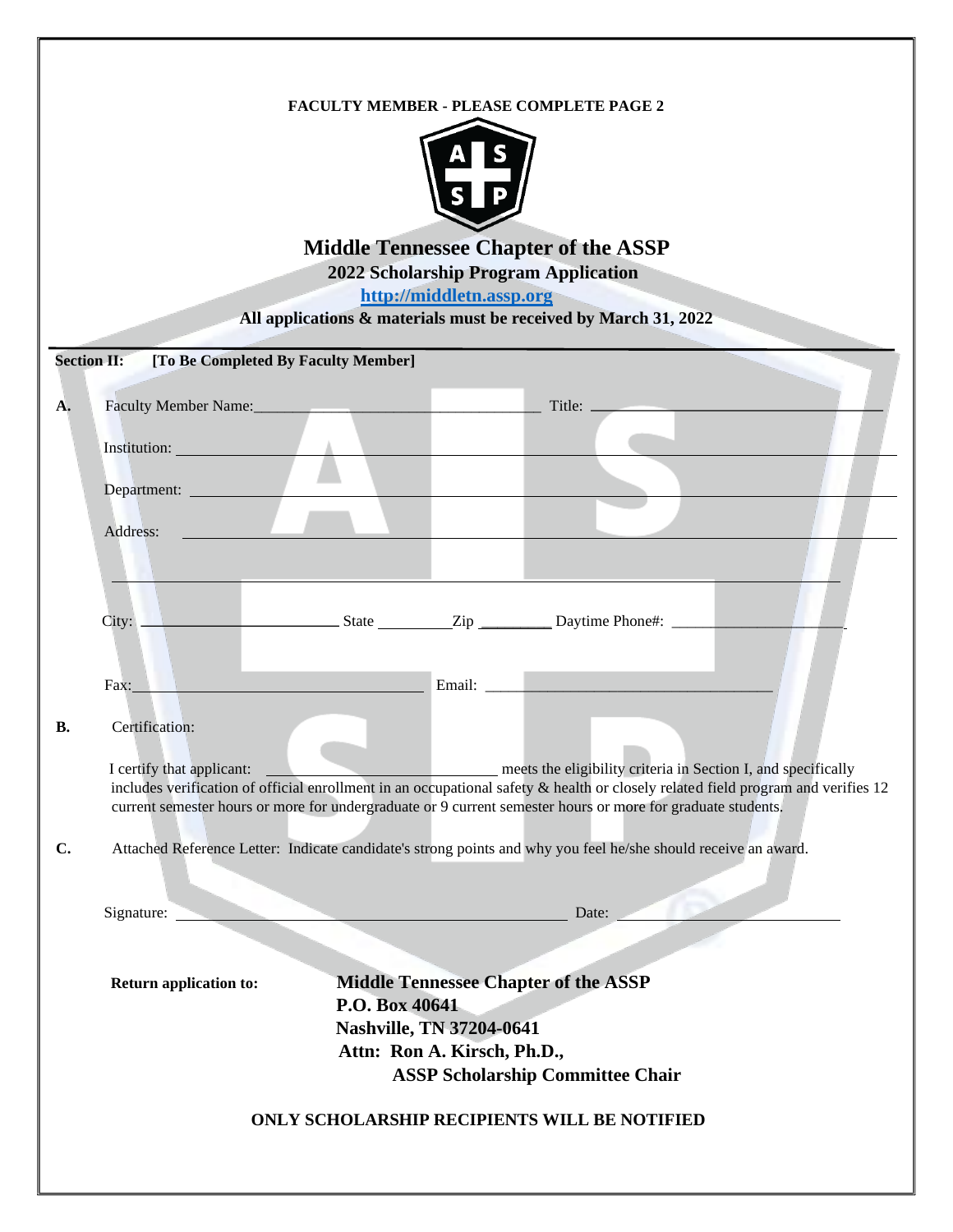**FACULTY MEMBER - PLEASE COMPLETE PAGE 2**

# Middle Tennessee Chapter of the ASSP

## 2022 Scholarship Program Application

**[http://middletn.assp.org](http://middletn.assp.org)**

**All applications & materials must be received by March 31, 2022**

---

**Section II: [To Be Completed By Faculty Member]**

**A.** Faculty Member Name: ______________________ Title: ______________________

Institution: ______________________

Department: ______________________

Address: ______________________

______________________

City: ______________ State ________ Zip ________ Daytime Phone#: ______________

Fax: ______________________ Email: ______________________

**B.** Certification:

I certify that applicant: ______________________ meets the eligibility criteria in Section I, and specifically includes verification of official enrollment in an occupational safety & health or closely related field program and verifies 12 current semester hours or more for undergraduate or 9 current semester hours or more for graduate students.

**C.** Attached Reference Letter: Indicate candidate's strong points and why you feel he/she should receive an award.

Signature: ______________________ Date: ______________

**Return application to:**

**Middle Tennessee Chapter of the ASSP**
**P.O. Box 40641**
**Nashville, TN 37204-0641**
**Attn: Ron A. Kirsch, Ph.D.,**
**ASSP Scholarship Committee Chair**

**ONLY SCHOLARSHIP RECIPIENTS WILL BE NOTIFIED**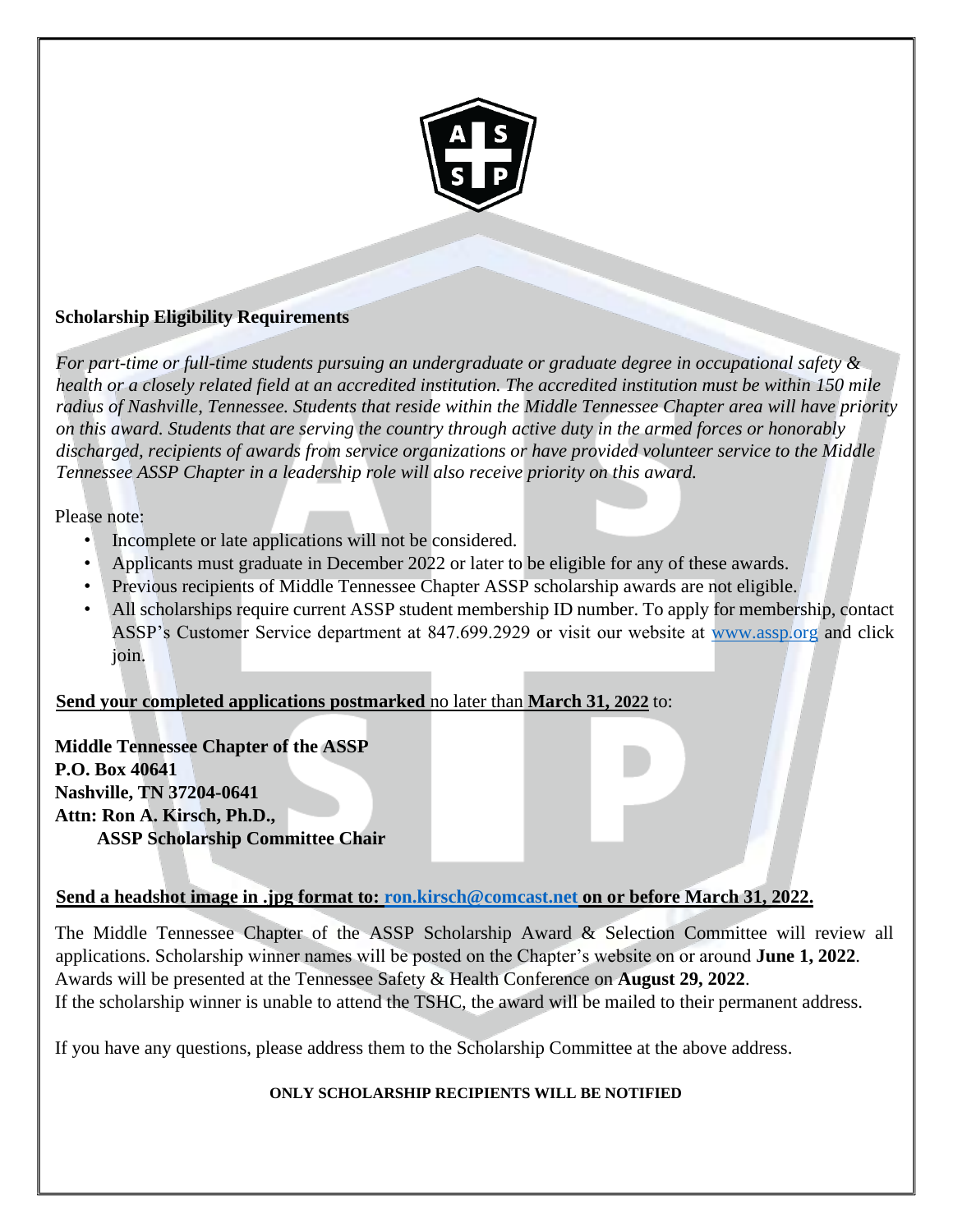**Scholarship Eligibility Requirements**

*For part-time or full-time students pursuing an undergraduate or graduate degree in occupational safety & health or a closely related field at an accredited institution. The accredited institution must be within 150 mile radius of Nashville, Tennessee. Students that reside within the Middle Tennessee Chapter area will have priority on this award. Students that are serving the country through active duty in the armed forces or honorably discharged, recipients of awards from service organizations or have provided volunteer service to the Middle Tennessee ASSP Chapter in a leadership role will also receive priority on this award.*

Please note:

- Incomplete or late applications will not be considered.
- Applicants must graduate in December 2022 or later to be eligible for any of these awards.
- Previous recipients of Middle Tennessee Chapter ASSP scholarship awards are not eligible.
- All scholarships require current ASSP student membership ID number. To apply for membership, contact ASSP's Customer Service department at 847.699.2929 or visit our website at www.assp.org and click join.

**Send your completed applications postmarked** no later than **March 31, 2022** to:

**Middle Tennessee Chapter of the ASSP**
**P.O. Box 40641**
**Nashville, TN 37204-0641**
**Attn: Ron A. Kirsch, Ph.D.,**
**ASSP Scholarship Committee Chair**

**Send a headshot image in .jpg format to: ron.kirsch@comcast.net on or before March 31, 2022.**

The Middle Tennessee Chapter of the ASSP Scholarship Award & Selection Committee will review all applications. Scholarship winner names will be posted on the Chapter's website on or around **June 1, 2022**. Awards will be presented at the Tennessee Safety & Health Conference on **August 29, 2022**.
If the scholarship winner is unable to attend the TSHC, the award will be mailed to their permanent address.

If you have any questions, please address them to the Scholarship Committee at the above address.

**ONLY SCHOLARSHIP RECIPIENTS WILL BE NOTIFIED**